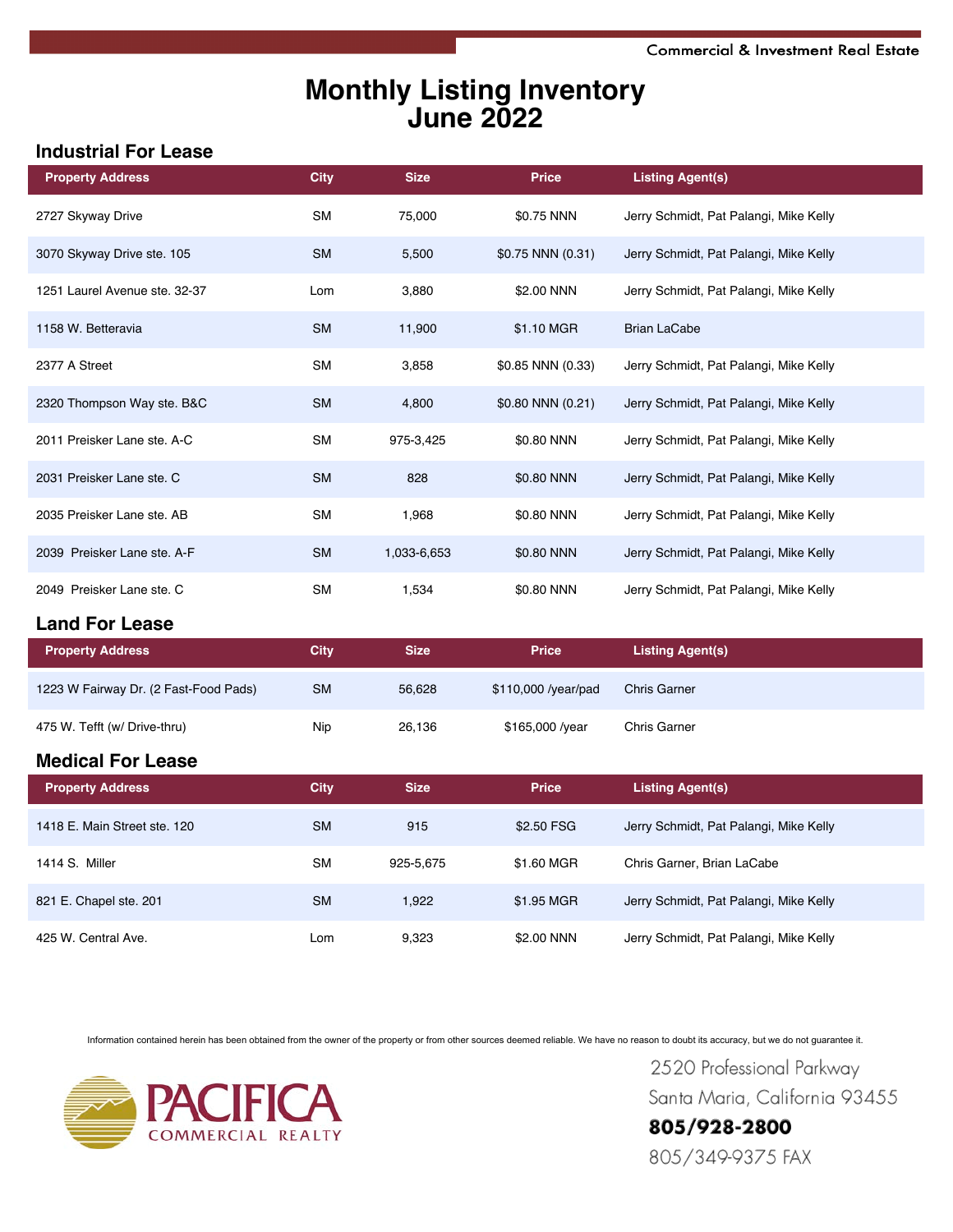Commercial & Investment Real Estate

# Monthly Listing Inventory
# June 2022

## Industrial For Lease

| Property Address | City | Size | Price | Listing Agent(s) |
|---|---|---|---|---|
| 2727 Skyway Drive | SM | 75,000 | $0.75 NNN | Jerry Schmidt, Pat Palangi, Mike Kelly |
| 3070 Skyway Drive ste. 105 | SM | 5,500 | $0.75 NNN (0.31) | Jerry Schmidt, Pat Palangi, Mike Kelly |
| 1251 Laurel Avenue ste. 32-37 | Lom | 3,880 | $2.00 NNN | Jerry Schmidt, Pat Palangi, Mike Kelly |
| 1158 W. Betteravia | SM | 11,900 | $1.10 MGR | Brian LaCabe |
| 2377 A Street | SM | 3,858 | $0.85 NNN (0.33) | Jerry Schmidt, Pat Palangi, Mike Kelly |
| 2320 Thompson Way ste. B&C | SM | 4,800 | $0.80 NNN (0.21) | Jerry Schmidt, Pat Palangi, Mike Kelly |
| 2011 Preisker Lane ste. A-C | SM | 975-3,425 | $0.80 NNN | Jerry Schmidt, Pat Palangi, Mike Kelly |
| 2031 Preisker Lane ste. C | SM | 828 | $0.80 NNN | Jerry Schmidt, Pat Palangi, Mike Kelly |
| 2035 Preisker Lane ste. AB | SM | 1,968 | $0.80 NNN | Jerry Schmidt, Pat Palangi, Mike Kelly |
| 2039 Preisker Lane ste. A-F | SM | 1,033-6,653 | $0.80 NNN | Jerry Schmidt, Pat Palangi, Mike Kelly |
| 2049 Preisker Lane ste. C | SM | 1,534 | $0.80 NNN | Jerry Schmidt, Pat Palangi, Mike Kelly |

## Land For Lease

| Property Address | City | Size | Price | Listing Agent(s) |
|---|---|---|---|---|
| 1223 W Fairway Dr. (2 Fast-Food Pads) | SM | 56,628 | $110,000 /year/pad | Chris Garner |
| 475 W. Tefft (w/ Drive-thru) | Nip | 26,136 | $165,000 /year | Chris Garner |

## Medical For Lease

| Property Address | City | Size | Price | Listing Agent(s) |
|---|---|---|---|---|
| 1418 E. Main Street ste. 120 | SM | 915 | $2.50 FSG | Jerry Schmidt, Pat Palangi, Mike Kelly |
| 1414 S. Miller | SM | 925-5,675 | $1.60 MGR | Chris Garner, Brian LaCabe |
| 821 E. Chapel ste. 201 | SM | 1,922 | $1.95 MGR | Jerry Schmidt, Pat Palangi, Mike Kelly |
| 425 W. Central Ave. | Lom | 9,323 | $2.00 NNN | Jerry Schmidt, Pat Palangi, Mike Kelly |

Information contained herein has been obtained from the owner of the property or from other sources deemed reliable. We have no reason to doubt its accuracy, but we do not guarantee it.

PACIFICA COMMERCIAL REALTY

2520 Professional Parkway
Santa Maria, California 93455
**805/928-2800**
805/349-9375 FAX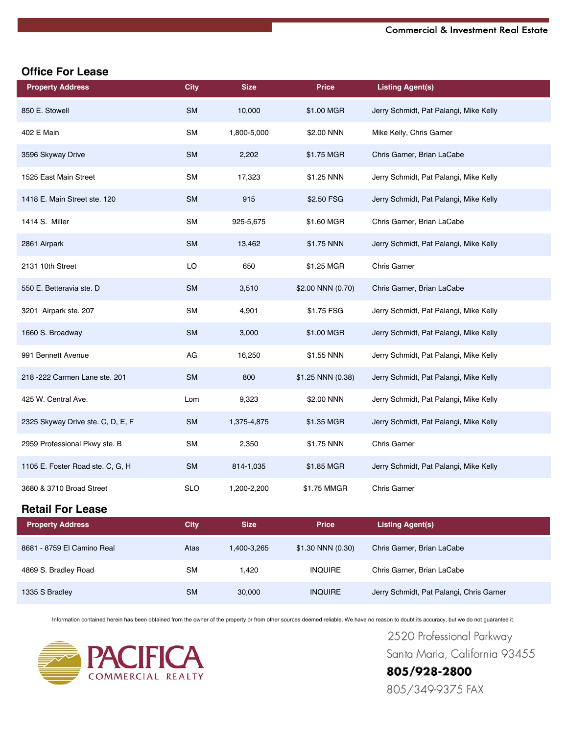Commercial & Investment Real Estate

## Office For Lease

| Property Address | City | Size | Price | Listing Agent(s) |
|---|---|---|---|---|
| 850 E. Stowell | SM | 10,000 | $1.00 MGR | Jerry Schmidt, Pat Palangi, Mike Kelly |
| 402 E Main | SM | 1,800-5,000 | $2.00 NNN | Mike Kelly, Chris Garner |
| 3596 Skyway Drive | SM | 2,202 | $1.75 MGR | Chris Garner, Brian LaCabe |
| 1525 East Main Street | SM | 17,323 | $1.25 NNN | Jerry Schmidt, Pat Palangi, Mike Kelly |
| 1418 E. Main Street ste. 120 | SM | 915 | $2.50 FSG | Jerry Schmidt, Pat Palangi, Mike Kelly |
| 1414 S. Miller | SM | 925-5,675 | $1.60 MGR | Chris Garner, Brian LaCabe |
| 2861 Airpark | SM | 13,462 | $1.75 NNN | Jerry Schmidt, Pat Palangi, Mike Kelly |
| 2131 10th Street | LO | 650 | $1.25 MGR | Chris Garner |
| 550 E. Betteravia ste. D | SM | 3,510 | $2.00 NNN (0.70) | Chris Garner, Brian LaCabe |
| 3201 Airpark ste. 207 | SM | 4,901 | $1.75 FSG | Jerry Schmidt, Pat Palangi, Mike Kelly |
| 1660 S. Broadway | SM | 3,000 | $1.00 MGR | Jerry Schmidt, Pat Palangi, Mike Kelly |
| 991 Bennett Avenue | AG | 16,250 | $1.55 NNN | Jerry Schmidt, Pat Palangi, Mike Kelly |
| 218 -222 Carmen Lane ste. 201 | SM | 800 | $1.25 NNN (0.38) | Jerry Schmidt, Pat Palangi, Mike Kelly |
| 425 W. Central Ave. | Lom | 9,323 | $2.00 NNN | Jerry Schmidt, Pat Palangi, Mike Kelly |
| 2325 Skyway Drive ste. C, D, E, F | SM | 1,375-4,875 | $1.35 MGR | Jerry Schmidt, Pat Palangi, Mike Kelly |
| 2959 Professional Pkwy ste. B | SM | 2,350 | $1.75 NNN | Chris Garner |
| 1105 E. Foster Road ste. C, G, H | SM | 814-1,035 | $1.85 MGR | Jerry Schmidt, Pat Palangi, Mike Kelly |
| 3680 & 3710 Broad Street | SLO | 1,200-2,200 | $1.75 MMGR | Chris Garner |

## Retail For Lease

| Property Address | City | Size | Price | Listing Agent(s) |
|---|---|---|---|---|
| 8681 - 8759 El Camino Real | Atas | 1,400-3,265 | $1.30 NNN (0.30) | Chris Garner, Brian LaCabe |
| 4869 S. Bradley Road | SM | 1,420 | INQUIRE | Chris Garner, Brian LaCabe |
| 1335 S Bradley | SM | 30,000 | INQUIRE | Jerry Schmidt, Pat Palangi, Chris Garner |

Information contained herein has been obtained from the owner of the property or from other sources deemed reliable. We have no reason to doubt its accuracy, but we do not guarantee it.

PACIFICA COMMERCIAL REALTY

2520 Professional Parkway
Santa Maria, California 93455
**805/928-2800**
805/349-9375 FAX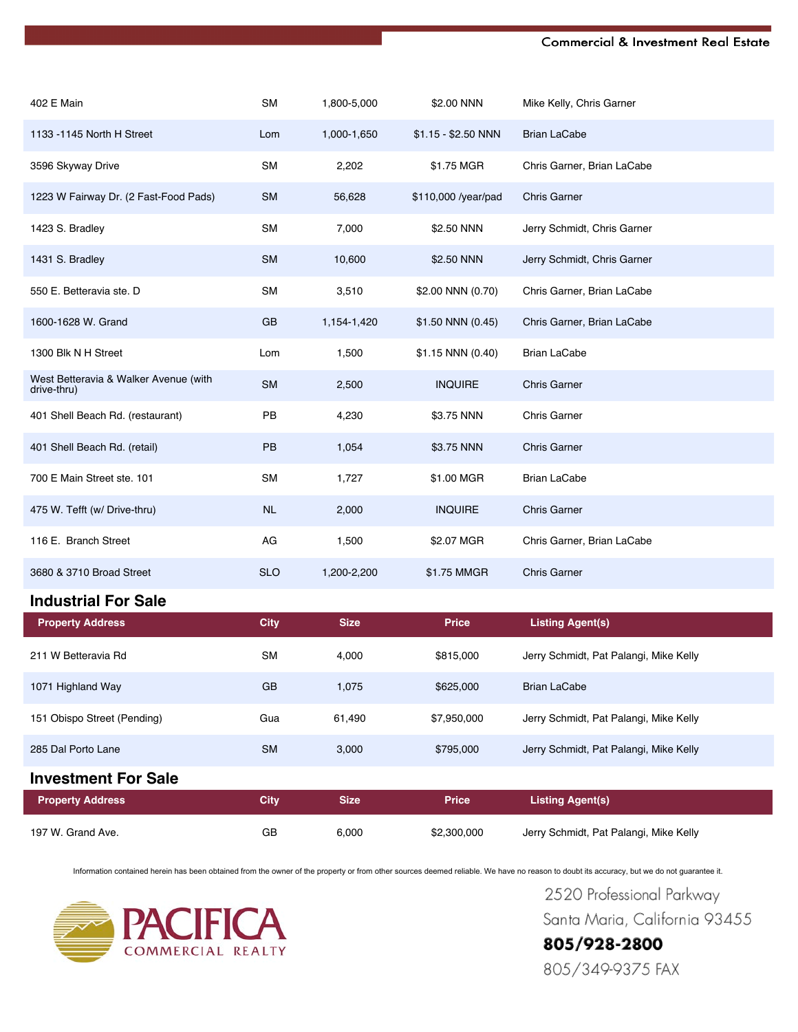| | | | | |
|---|---|---|---|---|
| 402 E Main | SM | 1,800-5,000 | $2.00 NNN | Mike Kelly, Chris Garner |
| 1133 -1145 North H Street | Lom | 1,000-1,650 | $1.15 - $2.50 NNN | Brian LaCabe |
| 3596 Skyway Drive | SM | 2,202 | $1.75 MGR | Chris Garner, Brian LaCabe |
| 1223 W Fairway Dr. (2 Fast-Food Pads) | SM | 56,628 | $110,000 /year/pad | Chris Garner |
| 1423 S. Bradley | SM | 7,000 | $2.50 NNN | Jerry Schmidt, Chris Garner |
| 1431 S. Bradley | SM | 10,600 | $2.50 NNN | Jerry Schmidt, Chris Garner |
| 550 E. Betteravia ste. D | SM | 3,510 | $2.00 NNN (0.70) | Chris Garner, Brian LaCabe |
| 1600-1628 W. Grand | GB | 1,154-1,420 | $1.50 NNN (0.45) | Chris Garner, Brian LaCabe |
| 1300 Blk N H Street | Lom | 1,500 | $1.15 NNN (0.40) | Brian LaCabe |
| West Betteravia & Walker Avenue (with drive-thru) | SM | 2,500 | INQUIRE | Chris Garner |
| 401 Shell Beach Rd. (restaurant) | PB | 4,230 | $3.75 NNN | Chris Garner |
| 401 Shell Beach Rd. (retail) | PB | 1,054 | $3.75 NNN | Chris Garner |
| 700 E Main Street ste. 101 | SM | 1,727 | $1.00 MGR | Brian LaCabe |
| 475 W. Tefft (w/ Drive-thru) | NL | 2,000 | INQUIRE | Chris Garner |
| 116 E. Branch Street | AG | 1,500 | $2.07 MGR | Chris Garner, Brian LaCabe |
| 3680 & 3710 Broad Street | SLO | 1,200-2,200 | $1.75 MMGR | Chris Garner |

## Industrial For Sale

| Property Address | City | Size | Price | Listing Agent(s) |
|---|---|---|---|---|
| 211 W Betteravia Rd | SM | 4,000 | $815,000 | Jerry Schmidt, Pat Palangi, Mike Kelly |
| 1071 Highland Way | GB | 1,075 | $625,000 | Brian LaCabe |
| 151 Obispo Street (Pending) | Gua | 61,490 | $7,950,000 | Jerry Schmidt, Pat Palangi, Mike Kelly |
| 285 Dal Porto Lane | SM | 3,000 | $795,000 | Jerry Schmidt, Pat Palangi, Mike Kelly |

## Investment For Sale

| Property Address | City | Size | Price | Listing Agent(s) |
|---|---|---|---|---|
| 197 W. Grand Ave. | GB | 6,000 | $2,300,000 | Jerry Schmidt, Pat Palangi, Mike Kelly |

Information contained herein has been obtained from the owner of the property or from other sources deemed reliable. We have no reason to doubt its accuracy, but we do not guarantee it.

PACIFICA COMMERCIAL REALTY

2520 Professional Parkway
Santa Maria, California 93455
**805/928-2800**
805/349-9375 FAX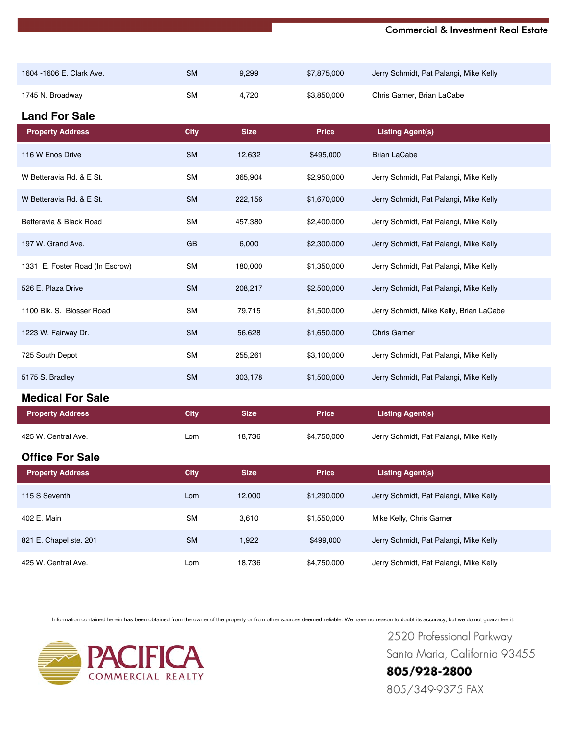| | | | | |
|---|---|---|---|---|
| 1604 -1606 E. Clark Ave. | SM | 9,299 | $7,875,000 | Jerry Schmidt, Pat Palangi, Mike Kelly |
| 1745 N. Broadway | SM | 4,720 | $3,850,000 | Chris Garner, Brian LaCabe |

## Land For Sale

| Property Address | City | Size | Price | Listing Agent(s) |
|---|---|---|---|---|
| 116 W Enos Drive | SM | 12,632 | $495,000 | Brian LaCabe |
| W Betteravia Rd. & E St. | SM | 365,904 | $2,950,000 | Jerry Schmidt, Pat Palangi, Mike Kelly |
| W Betteravia Rd. & E St. | SM | 222,156 | $1,670,000 | Jerry Schmidt, Pat Palangi, Mike Kelly |
| Betteravia & Black Road | SM | 457,380 | $2,400,000 | Jerry Schmidt, Pat Palangi, Mike Kelly |
| 197 W. Grand Ave. | GB | 6,000 | $2,300,000 | Jerry Schmidt, Pat Palangi, Mike Kelly |
| 1331 E. Foster Road (In Escrow) | SM | 180,000 | $1,350,000 | Jerry Schmidt, Pat Palangi, Mike Kelly |
| 526 E. Plaza Drive | SM | 208,217 | $2,500,000 | Jerry Schmidt, Pat Palangi, Mike Kelly |
| 1100 Blk. S. Blosser Road | SM | 79,715 | $1,500,000 | Jerry Schmidt, Mike Kelly, Brian LaCabe |
| 1223 W. Fairway Dr. | SM | 56,628 | $1,650,000 | Chris Garner |
| 725 South Depot | SM | 255,261 | $3,100,000 | Jerry Schmidt, Pat Palangi, Mike Kelly |
| 5175 S. Bradley | SM | 303,178 | $1,500,000 | Jerry Schmidt, Pat Palangi, Mike Kelly |

## Medical For Sale

| Property Address | City | Size | Price | Listing Agent(s) |
|---|---|---|---|---|
| 425 W. Central Ave. | Lom | 18,736 | $4,750,000 | Jerry Schmidt, Pat Palangi, Mike Kelly |

## Office For Sale

| Property Address | City | Size | Price | Listing Agent(s) |
|---|---|---|---|---|
| 115 S Seventh | Lom | 12,000 | $1,290,000 | Jerry Schmidt, Pat Palangi, Mike Kelly |
| 402 E. Main | SM | 3,610 | $1,550,000 | Mike Kelly, Chris Garner |
| 821 E. Chapel ste. 201 | SM | 1,922 | $499,000 | Jerry Schmidt, Pat Palangi, Mike Kelly |
| 425 W. Central Ave. | Lom | 18,736 | $4,750,000 | Jerry Schmidt, Pat Palangi, Mike Kelly |

Information contained herein has been obtained from the owner of the property or from other sources deemed reliable. We have no reason to doubt its accuracy, but we do not guarantee it.

PACIFICA COMMERCIAL REALTY

2520 Professional Parkway
Santa Maria, California 93455
**805/928-2800**
805/349-9375 FAX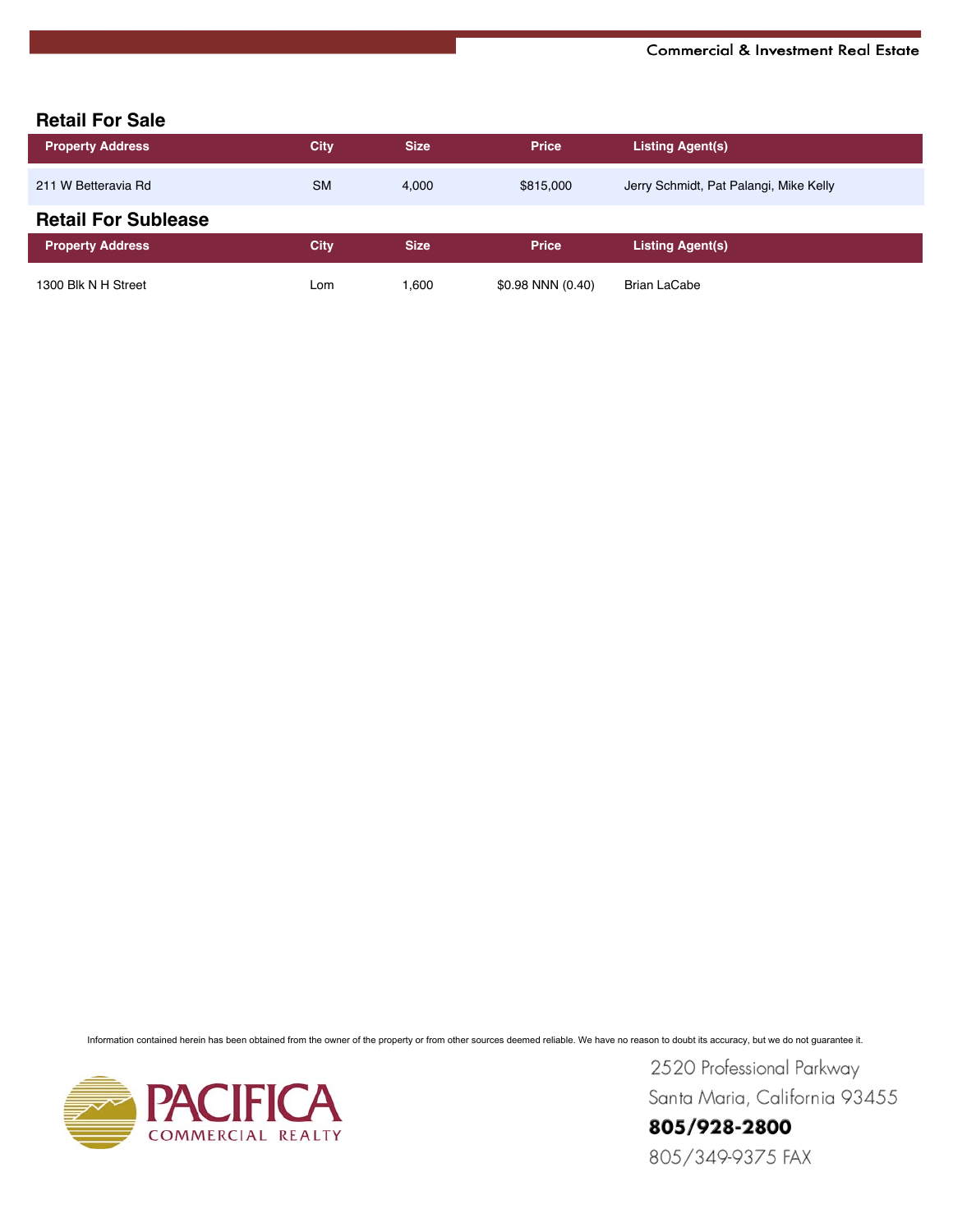## Retail For Sale

| Property Address | City | Size | Price | Listing Agent(s) |
|---|---|---|---|---|
| 211 W Betteravia Rd | SM | 4,000 | $815,000 | Jerry Schmidt, Pat Palangi, Mike Kelly |

## Retail For Sublease

| Property Address | City | Size | Price | Listing Agent(s) |
|---|---|---|---|---|
| 1300 Blk N H Street | Lom | 1,600 | $0.98 NNN (0.40) | Brian LaCabe |

Information contained herein has been obtained from the owner of the property or from other sources deemed reliable. We have no reason to doubt its accuracy, but we do not guarantee it.

PACIFICA COMMERCIAL REALTY

2520 Professional Parkway
Santa Maria, California 93455
**805/928-2800**
805/349-9375 FAX